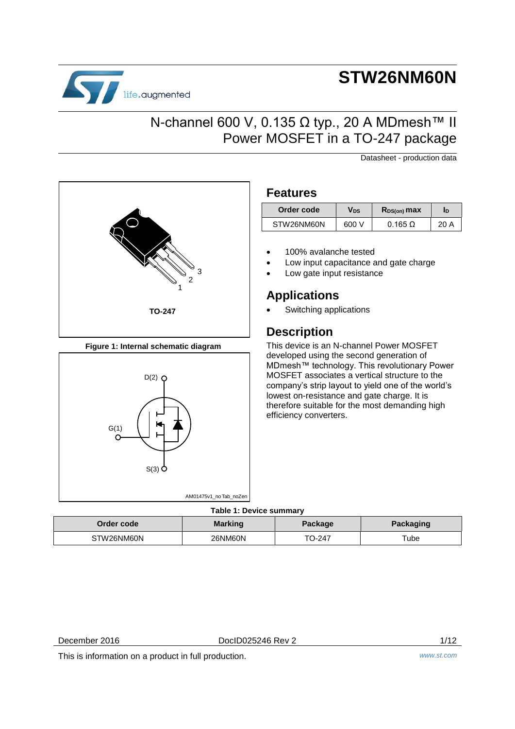# STW26NM60N

## N-channel 600 V, 0.135 Ω typ., 20 A MDmesh™ II Power MOSFET in a TO-247 package

Datasheet - production data

TO-247

Figure 1: Internal schematic diagram

## Features

| Order code | $V_{DS}$ | $R_{DS(on)}$ max | $I_D$ |
|---|---|---|---|
| STW26NM60N | 600 V | 0.165 Ω | 20 A |

- 100% avalanche tested
- Low input capacitance and gate charge
- Low gate input resistance

## Applications

- Switching applications

## Description

This device is an N-channel Power MOSFET developed using the second generation of MDmesh™ technology. This revolutionary Power MOSFET associates a vertical structure to the company's strip layout to yield one of the world's lowest on-resistance and gate charge. It is therefore suitable for the most demanding high efficiency converters.

Table 1: Device summary

| Order code | Marking | Package | Packaging |
|---|---|---|---|
| STW26NM60N | 26NM60N | TO-247 | Tube |

December 2016 DocID025246 Rev 2

This is information on a product in full production.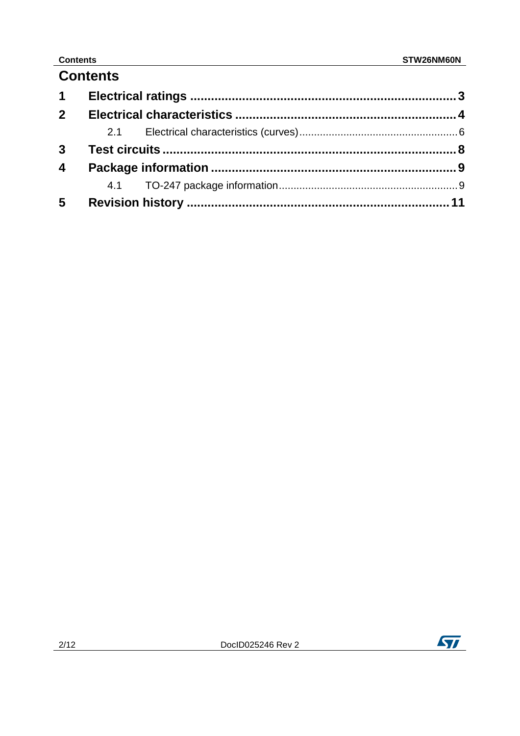# Contents

1 Electrical ratings ........................................................................ 3

2 Electrical characteristics .............................................................. 4

  2.1 Electrical characteristics (curves) ...................................................... 6

3 Test circuits ................................................................................ 8

4 Package information .................................................................... 9

  4.1 TO-247 package information ............................................................ 9

5 Revision history .......................................................................... 11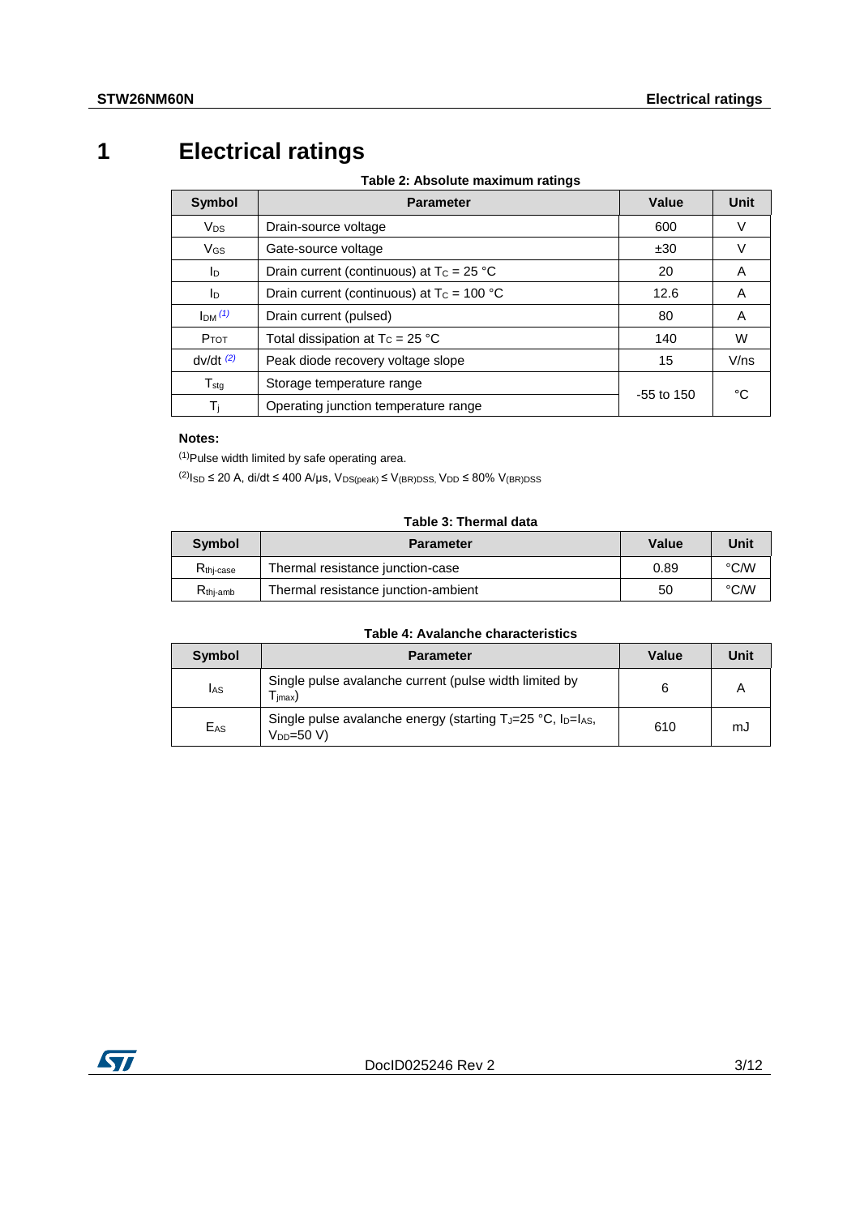# 1 Electrical ratings

**Table 2: Absolute maximum ratings**

| Symbol | Parameter | Value | Unit |
|---|---|---|---|
| $V_{DS}$ | Drain-source voltage | 600 | V |
| $V_{GS}$ | Gate-source voltage | ±30 | V |
| $I_D$ | Drain current (continuous) at $T_C$ = 25 °C | 20 | A |
| $I_D$ | Drain current (continuous) at $T_C$ = 100 °C | 12.6 | A |
| $I_{DM}$ (1) | Drain current (pulsed) | 80 | A |
| $P_{TOT}$ | Total dissipation at $T_C$ = 25 °C | 140 | W |
| dv/dt (2) | Peak diode recovery voltage slope | 15 | V/ns |
| $T_{stg}$ | Storage temperature range | -55 to 150 | °C |
| $T_j$ | Operating junction temperature range | | |

**Notes:**

(1)Pulse width limited by safe operating area.

(2)$I_{SD}$ ≤ 20 A, di/dt ≤ 400 A/µs, $V_{DS(peak)}$ ≤ $V_{(BR)DSS}$, $V_{DD}$ ≤ 80% $V_{(BR)DSS}$

**Table 3: Thermal data**

| Symbol | Parameter | Value | Unit |
|---|---|---|---|
| $R_{thj\text{-}case}$ | Thermal resistance junction-case | 0.89 | °C/W |
| $R_{thj\text{-}amb}$ | Thermal resistance junction-ambient | 50 | °C/W |

**Table 4: Avalanche characteristics**

| Symbol | Parameter | Value | Unit |
|---|---|---|---|
| $I_{AS}$ | Single pulse avalanche current (pulse width limited by $T_{jmax}$) | 6 | A |
| $E_{AS}$ | Single pulse avalanche energy (starting $T_J$=25 °C, $I_D$=$I_{AS}$, $V_{DD}$=50 V) | 610 | mJ |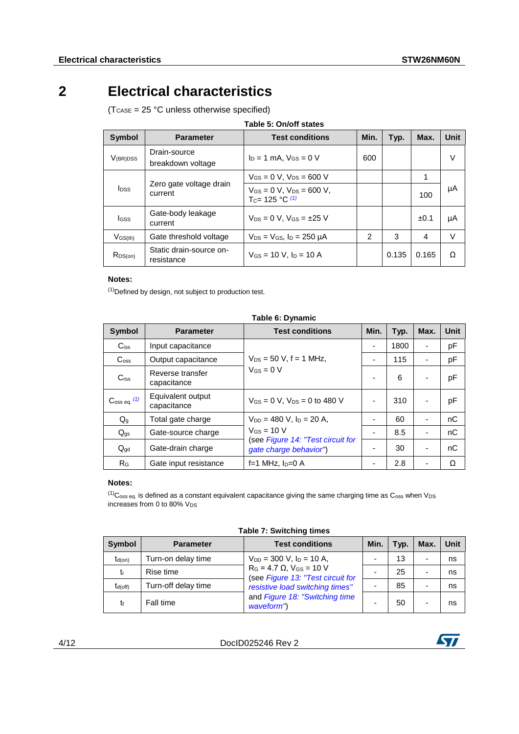# 2 Electrical characteristics

($T_{CASE}$ = 25 °C unless otherwise specified)

**Table 5: On/off states**

| Symbol | Parameter | Test conditions | Min. | Typ. | Max. | Unit |
|---|---|---|---|---|---|---|
| $V_{(BR)DSS}$ | Drain-source breakdown voltage | $I_D$ = 1 mA, $V_{GS}$ = 0 V | 600 | | | V |
| $I_{DSS}$ | Zero gate voltage drain current | $V_{GS}$ = 0 V, $V_{DS}$ = 600 V | | | 1 | µA |
| | | $V_{GS}$ = 0 V, $V_{DS}$ = 600 V, $T_C$= 125 °C [(1)] | | | 100 | |
| $I_{GSS}$ | Gate-body leakage current | $V_{DS}$ = 0 V, $V_{GS}$ = ±25 V | | | ±0.1 | µA |
| $V_{GS(th)}$ | Gate threshold voltage | $V_{DS}$ = $V_{GS}$, $I_D$ = 250 µA | 2 | 3 | 4 | V |
| $R_{DS(on)}$ | Static drain-source on-resistance | $V_{GS}$ = 10 V, $I_D$ = 10 A | | 0.135 | 0.165 | Ω |

**Notes:**

[(1)]Defined by design, not subject to production test.

**Table 6: Dynamic**

| Symbol | Parameter | Test conditions | Min. | Typ. | Max. | Unit |
|---|---|---|---|---|---|---|
| $C_{iss}$ | Input capacitance | $V_{DS}$ = 50 V, f = 1 MHz, $V_{GS}$ = 0 V | - | 1800 | - | pF |
| $C_{oss}$ | Output capacitance | | - | 115 | - | pF |
| $C_{rss}$ | Reverse transfer capacitance | | - | 6 | - | pF |
| $C_{oss\ eq.}$ [(1)] | Equivalent output capacitance | $V_{GS}$ = 0 V, $V_{DS}$ = 0 to 480 V | - | 310 | - | pF |
| $Q_g$ | Total gate charge | $V_{DD}$ = 480 V, $I_D$ = 20 A, $V_{GS}$ = 10 V (see *Figure 14: "Test circuit for gate charge behavior"*) | - | 60 | - | nC |
| $Q_{gs}$ | Gate-source charge | | - | 8.5 | - | nC |
| $Q_{gd}$ | Gate-drain charge | | - | 30 | - | nC |
| $R_G$ | Gate input resistance | f=1 MHz, $I_D$=0 A | - | 2.8 | - | Ω |

**Notes:**

[(1)]$C_{oss\ eq.}$ is defined as a constant equivalent capacitance giving the same charging time as $C_{oss}$ when $V_{DS}$ increases from 0 to 80% $V_{DS}$

**Table 7: Switching times**

| Symbol | Parameter | Test conditions | Min. | Typ. | Max. | Unit |
|---|---|---|---|---|---|---|
| $t_{d(on)}$ | Turn-on delay time | $V_{DD}$ = 300 V, $I_D$ = 10 A, $R_G$ = 4.7 Ω, $V_{GS}$ = 10 V (see *Figure 13: "Test circuit for resistive load switching times"* and *Figure 18: "Switching time waveform"*) | - | 13 | - | ns |
| $t_r$ | Rise time | | - | 25 | - | ns |
| $t_{d(off)}$ | Turn-off delay time | | - | 85 | - | ns |
| $t_f$ | Fall time | | - | 50 | - | ns |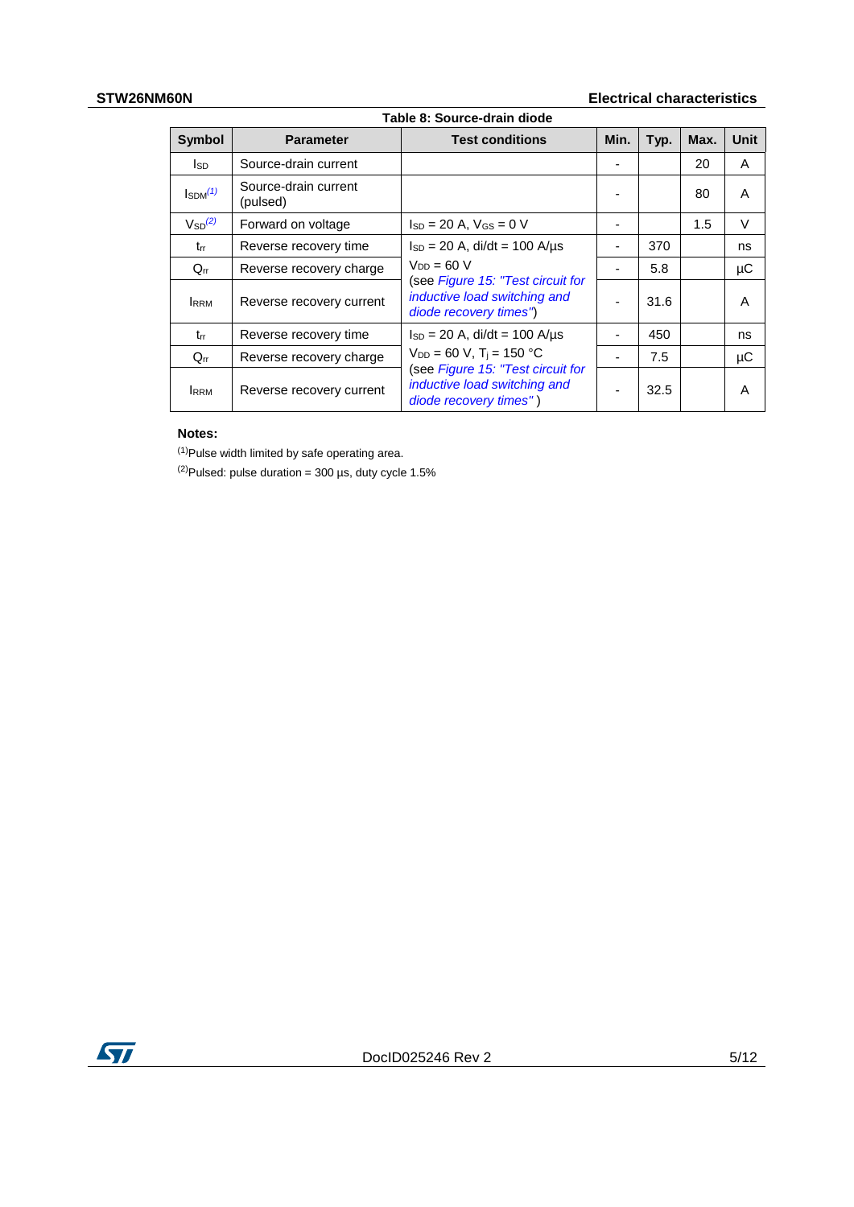Table 8: Source-drain diode

| Symbol | Parameter | Test conditions | Min. | Typ. | Max. | Unit |
|---|---|---|---|---|---|---|
| $I_{SD}$ | Source-drain current | | - | | 20 | A |
| $I_{SDM}$ [(1)] | Source-drain current (pulsed) | | - | | 80 | A |
| $V_{SD}$ [(2)] | Forward on voltage | $I_{SD}$ = 20 A, $V_{GS}$ = 0 V | - | | 1.5 | V |
| $t_{rr}$ | Reverse recovery time | $I_{SD}$ = 20 A, di/dt = 100 A/µs $V_{DD}$ = 60 V (see *Figure 15: "Test circuit for inductive load switching and diode recovery times"*) | - | 370 | | ns |
| $Q_{rr}$ | Reverse recovery charge | | - | 5.8 | | µC |
| $I_{RRM}$ | Reverse recovery current | | - | 31.6 | | A |
| $t_{rr}$ | Reverse recovery time | $I_{SD}$ = 20 A, di/dt = 100 A/µs $V_{DD}$ = 60 V, $T_j$ = 150 °C (see *Figure 15: "Test circuit for inductive load switching and diode recovery times"* ) | - | 450 | | ns |
| $Q_{rr}$ | Reverse recovery charge | | - | 7.5 | | µC |
| $I_{RRM}$ | Reverse recovery current | | - | 32.5 | | A |

**Notes:**

(1)Pulse width limited by safe operating area.

(2)Pulsed: pulse duration = 300 µs, duty cycle 1.5%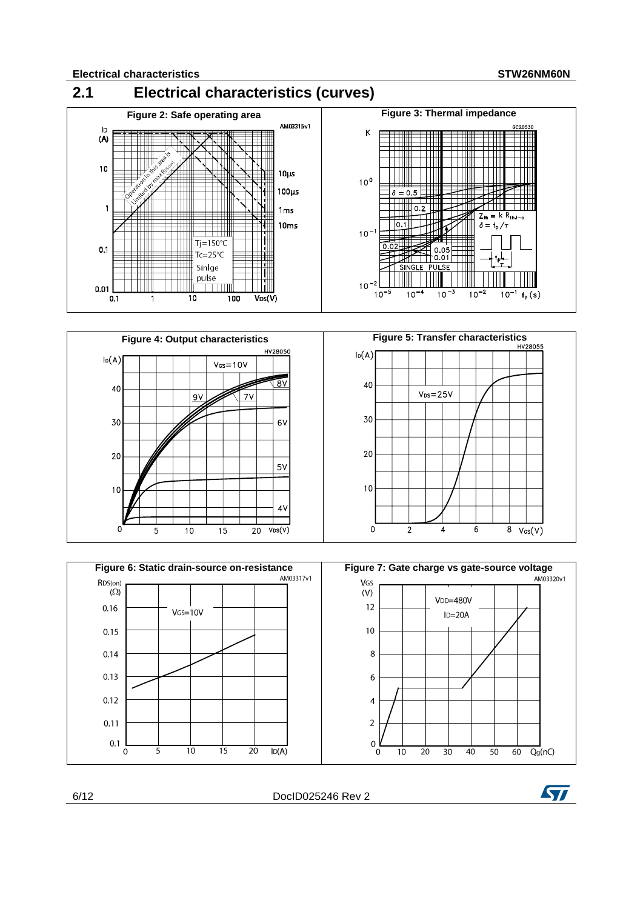## 2.1 Electrical characteristics (curves)

Figure 2: Safe operating area

Figure 3: Thermal impedance

Figure 4: Output characteristics

Figure 5: Transfer characteristics

Figure 6: Static drain-source on-resistance

Figure 7: Gate charge vs gate-source voltage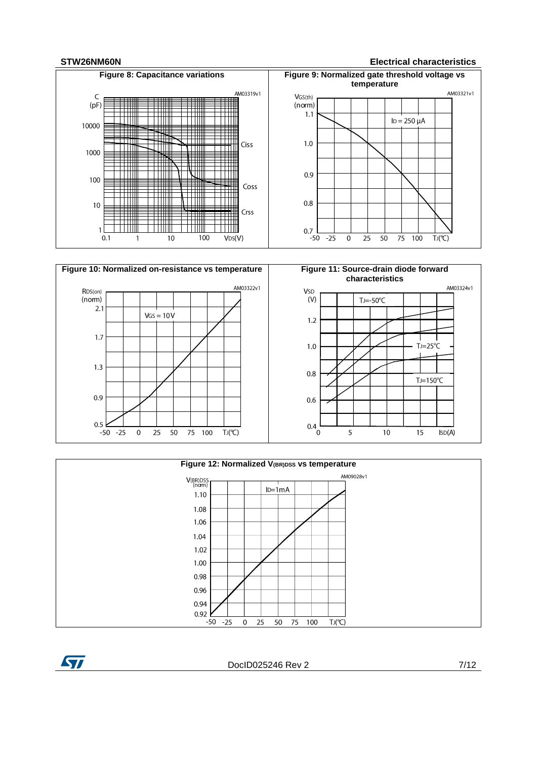Figure 8: Capacitance variations

Figure 9: Normalized gate threshold voltage vs temperature

Figure 10: Normalized on-resistance vs temperature

Figure 11: Source-drain diode forward characteristics

Figure 12: Normalized $V_{(BR)DSS}$ vs temperature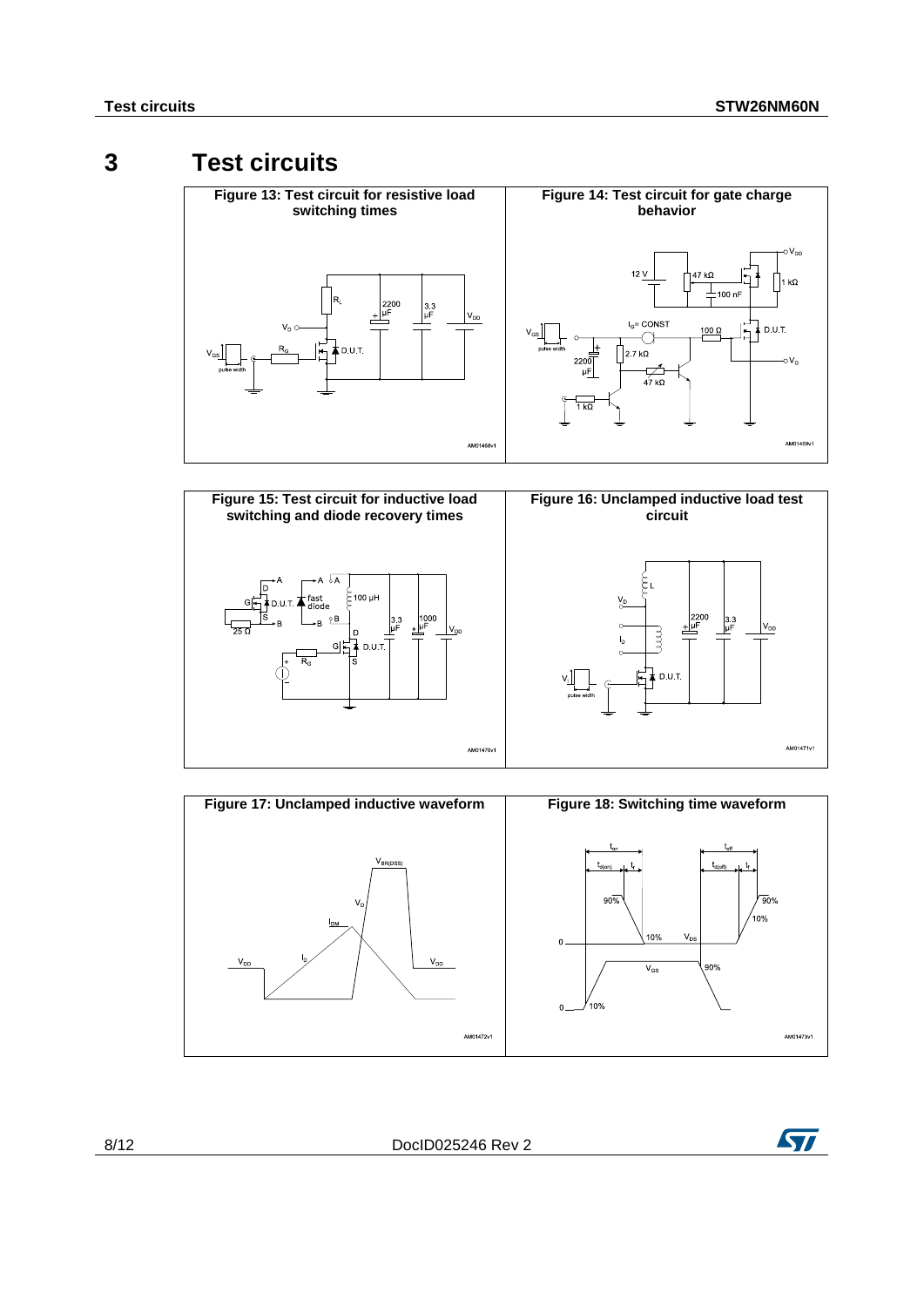# 3 Test circuits

**Figure 13: Test circuit for resistive load switching times**

**Figure 14: Test circuit for gate charge behavior**

**Figure 15: Test circuit for inductive load switching and diode recovery times**

**Figure 16: Unclamped inductive load test circuit**

**Figure 17: Unclamped inductive waveform**

**Figure 18: Switching time waveform**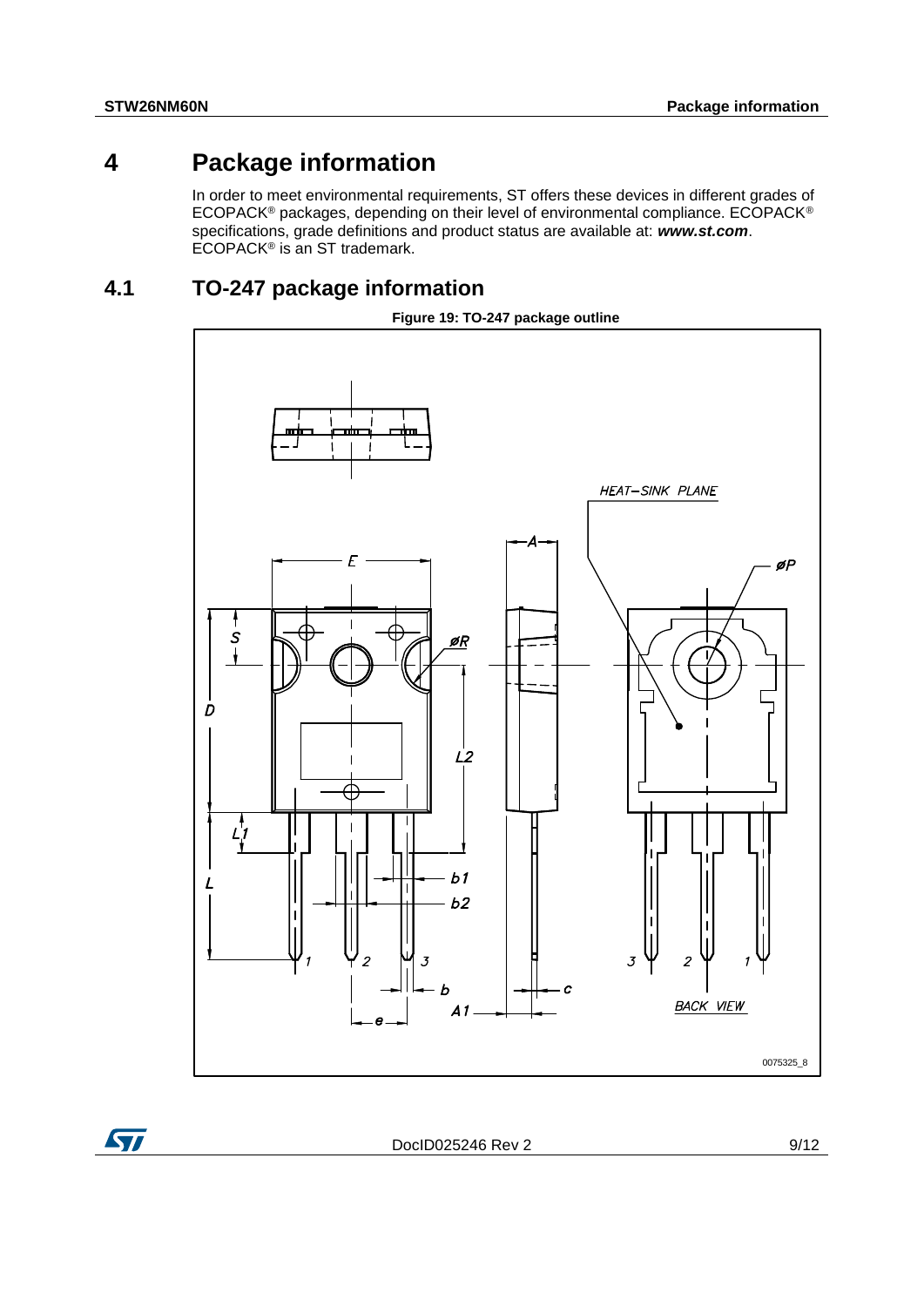# 4 Package information

In order to meet environmental requirements, ST offers these devices in different grades of ECOPACK® packages, depending on their level of environmental compliance. ECOPACK® specifications, grade definitions and product status are available at: ***www.st.com***. ECOPACK® is an ST trademark.

## 4.1 TO-247 package information

**Figure 19: TO-247 package outline**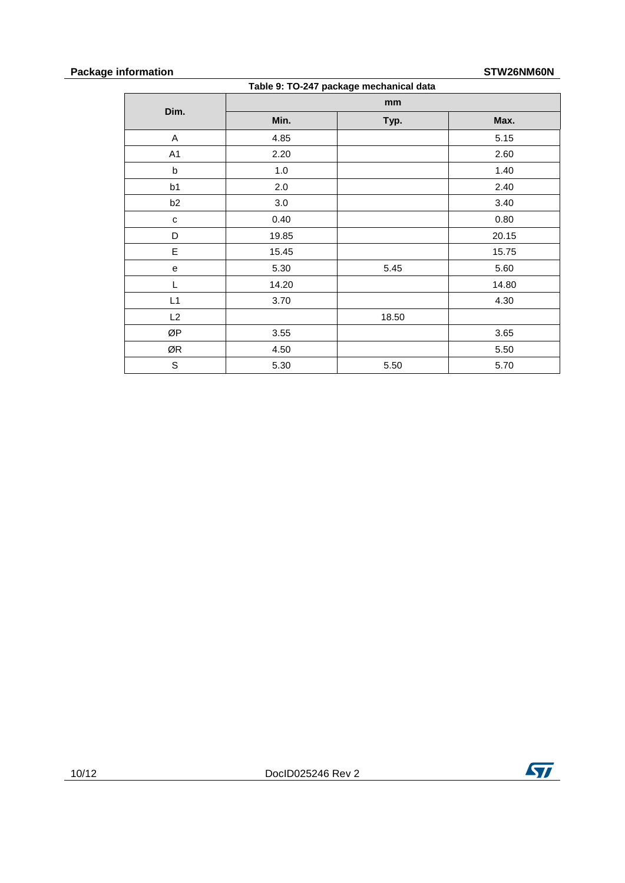Table 9: TO-247 package mechanical data

| Dim. | mm | | |
|---|---|---|---|
| | Min. | Typ. | Max. |
| A | 4.85 | | 5.15 |
| A1 | 2.20 | | 2.60 |
| b | 1.0 | | 1.40 |
| b1 | 2.0 | | 2.40 |
| b2 | 3.0 | | 3.40 |
| c | 0.40 | | 0.80 |
| D | 19.85 | | 20.15 |
| E | 15.45 | | 15.75 |
| e | 5.30 | 5.45 | 5.60 |
| L | 14.20 | | 14.80 |
| L1 | 3.70 | | 4.30 |
| L2 | | 18.50 | |
| ØP | 3.55 | | 3.65 |
| ØR | 4.50 | | 5.50 |
| S | 5.30 | 5.50 | 5.70 |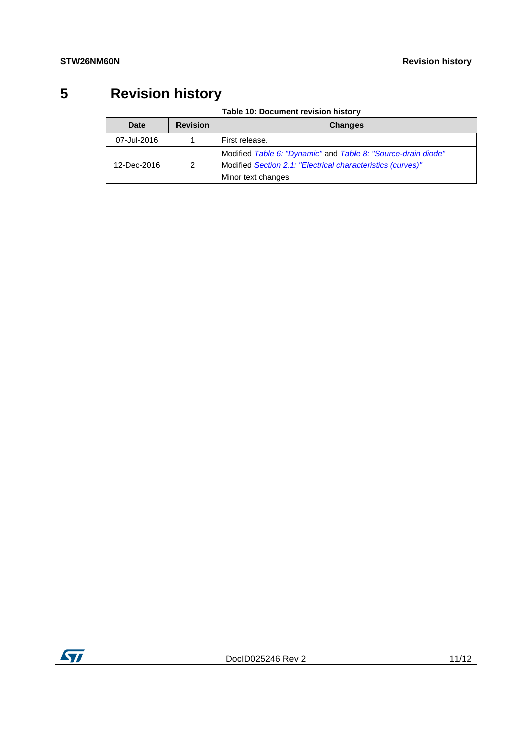# 5 Revision history

**Table 10: Document revision history**

| Date | Revision | Changes |
|---|---|---|
| 07-Jul-2016 | 1 | First release. |
| 12-Dec-2016 | 2 | Modified *Table 6: "Dynamic"* and *Table 8: "Source-drain diode"*<br>Modified *Section 2.1: "Electrical characteristics (curves)"*<br>Minor text changes |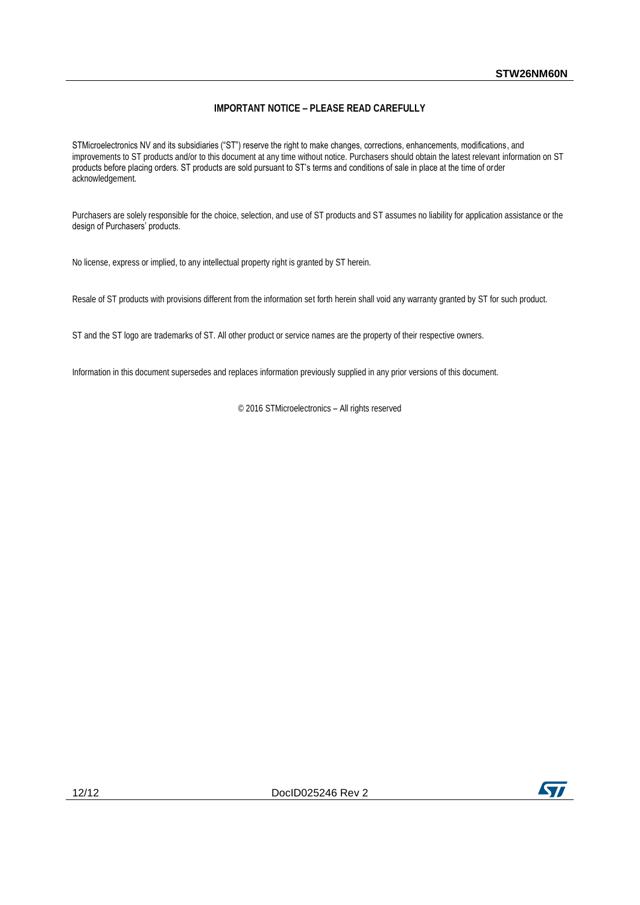**IMPORTANT NOTICE – PLEASE READ CAREFULLY**

STMicroelectronics NV and its subsidiaries ("ST") reserve the right to make changes, corrections, enhancements, modifications, and improvements to ST products and/or to this document at any time without notice. Purchasers should obtain the latest relevant information on ST products before placing orders. ST products are sold pursuant to ST's terms and conditions of sale in place at the time of order acknowledgement.

Purchasers are solely responsible for the choice, selection, and use of ST products and ST assumes no liability for application assistance or the design of Purchasers' products.

No license, express or implied, to any intellectual property right is granted by ST herein.

Resale of ST products with provisions different from the information set forth herein shall void any warranty granted by ST for such product.

ST and the ST logo are trademarks of ST. All other product or service names are the property of their respective owners.

Information in this document supersedes and replaces information previously supplied in any prior versions of this document.

© 2016 STMicroelectronics – All rights reserved